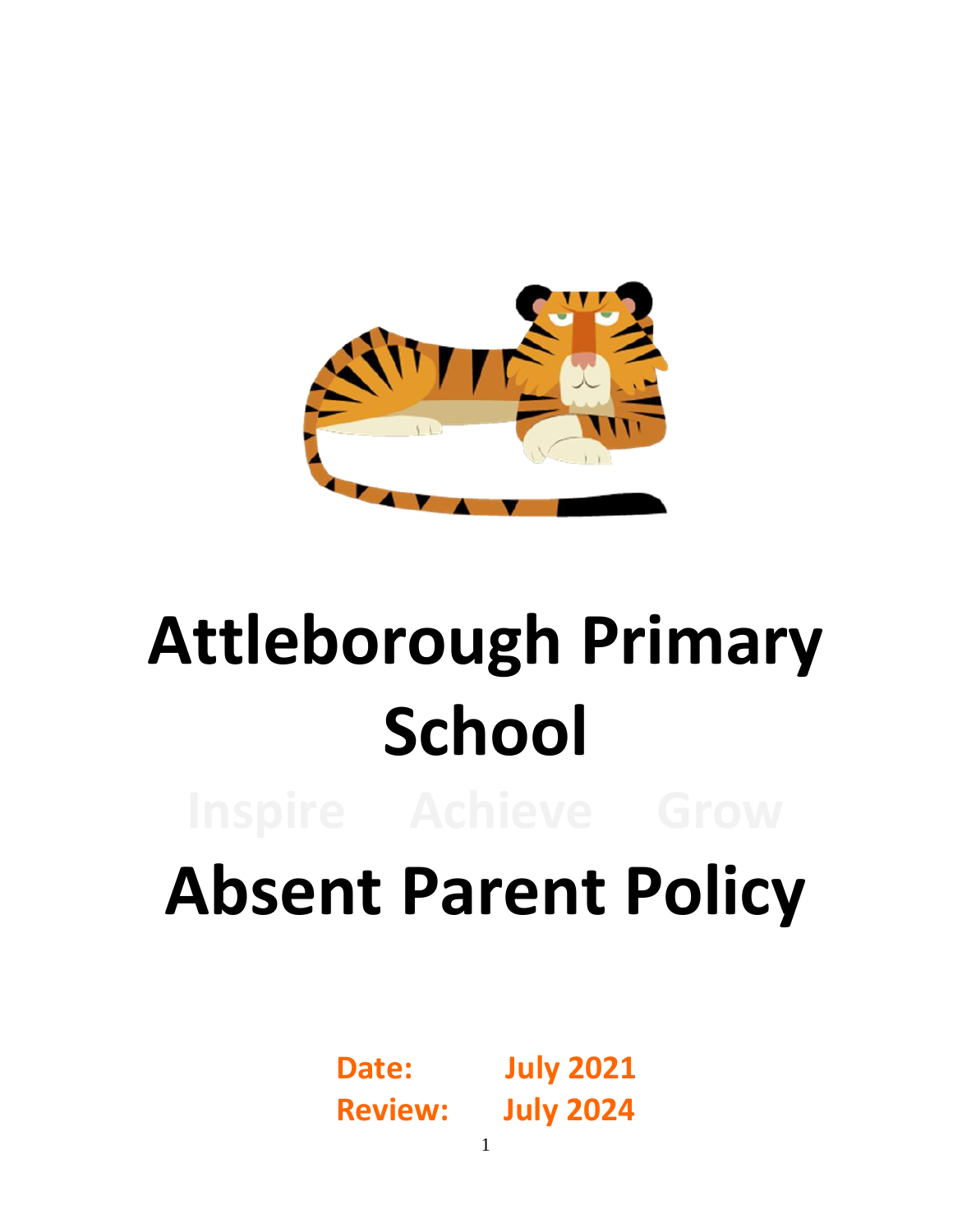# Attleborough Primary School

Inspire Achieve Grow

# Absent Parent Policy

**Date: July 2021**
**Review: July 2024**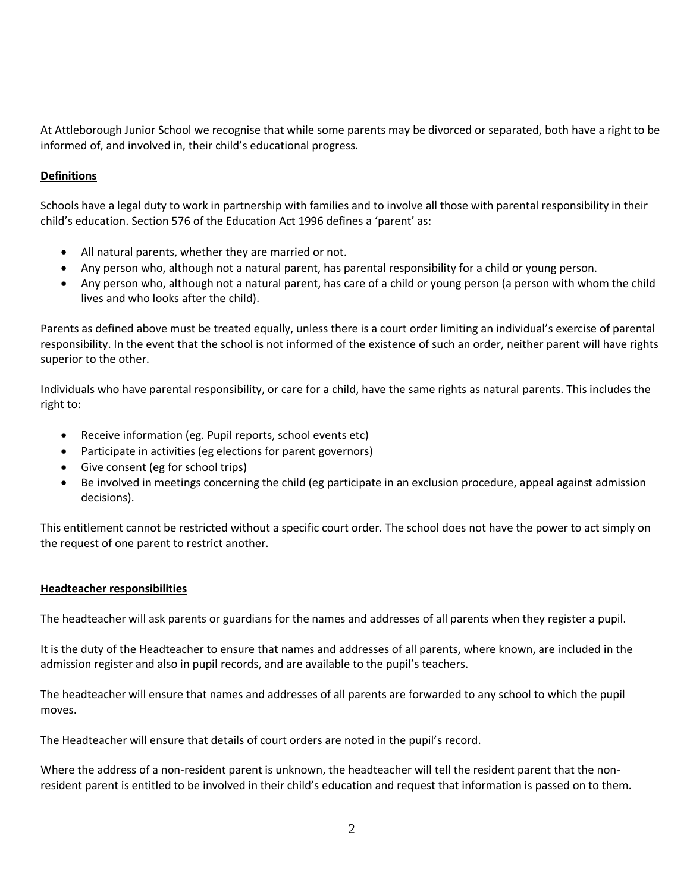At Attleborough Junior School we recognise that while some parents may be divorced or separated, both have a right to be informed of, and involved in, their child's educational progress.

**Definitions**

Schools have a legal duty to work in partnership with families and to involve all those with parental responsibility in their child's education. Section 576 of the Education Act 1996 defines a 'parent' as:

- All natural parents, whether they are married or not.
- Any person who, although not a natural parent, has parental responsibility for a child or young person.
- Any person who, although not a natural parent, has care of a child or young person (a person with whom the child lives and who looks after the child).

Parents as defined above must be treated equally, unless there is a court order limiting an individual's exercise of parental responsibility. In the event that the school is not informed of the existence of such an order, neither parent will have rights superior to the other.

Individuals who have parental responsibility, or care for a child, have the same rights as natural parents. This includes the right to:

- Receive information (eg. Pupil reports, school events etc)
- Participate in activities (eg elections for parent governors)
- Give consent (eg for school trips)
- Be involved in meetings concerning the child (eg participate in an exclusion procedure, appeal against admission decisions).

This entitlement cannot be restricted without a specific court order. The school does not have the power to act simply on the request of one parent to restrict another.

**Headteacher responsibilities**

The headteacher will ask parents or guardians for the names and addresses of all parents when they register a pupil.

It is the duty of the Headteacher to ensure that names and addresses of all parents, where known, are included in the admission register and also in pupil records, and are available to the pupil's teachers.

The headteacher will ensure that names and addresses of all parents are forwarded to any school to which the pupil moves.

The Headteacher will ensure that details of court orders are noted in the pupil's record.

Where the address of a non-resident parent is unknown, the headteacher will tell the resident parent that the non-resident parent is entitled to be involved in their child's education and request that information is passed on to them.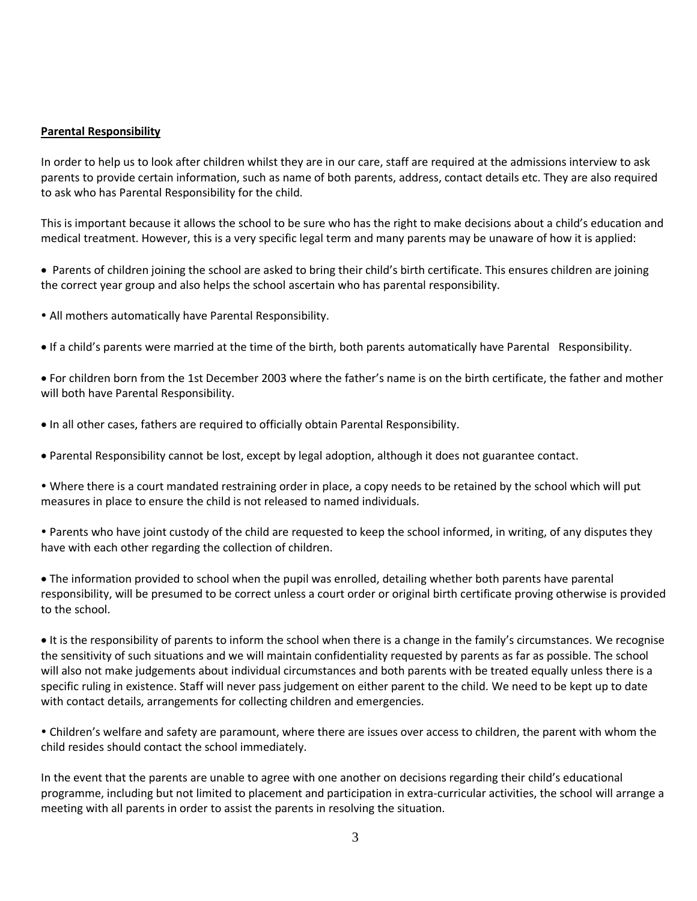**Parental Responsibility**

In order to help us to look after children whilst they are in our care, staff are required at the admissions interview to ask parents to provide certain information, such as name of both parents, address, contact details etc. They are also required to ask who has Parental Responsibility for the child.

This is important because it allows the school to be sure who has the right to make decisions about a child's education and medical treatment. However, this is a very specific legal term and many parents may be unaware of how it is applied:

- Parents of children joining the school are asked to bring their child's birth certificate. This ensures children are joining the correct year group and also helps the school ascertain who has parental responsibility.
- All mothers automatically have Parental Responsibility.
- If a child's parents were married at the time of the birth, both parents automatically have Parental Responsibility.
- For children born from the 1st December 2003 where the father's name is on the birth certificate, the father and mother will both have Parental Responsibility.
- In all other cases, fathers are required to officially obtain Parental Responsibility.
- Parental Responsibility cannot be lost, except by legal adoption, although it does not guarantee contact.
- Where there is a court mandated restraining order in place, a copy needs to be retained by the school which will put measures in place to ensure the child is not released to named individuals.
- Parents who have joint custody of the child are requested to keep the school informed, in writing, of any disputes they have with each other regarding the collection of children.
- The information provided to school when the pupil was enrolled, detailing whether both parents have parental responsibility, will be presumed to be correct unless a court order or original birth certificate proving otherwise is provided to the school.
- It is the responsibility of parents to inform the school when there is a change in the family's circumstances. We recognise the sensitivity of such situations and we will maintain confidentiality requested by parents as far as possible. The school will also not make judgements about individual circumstances and both parents with be treated equally unless there is a specific ruling in existence. Staff will never pass judgement on either parent to the child. We need to be kept up to date with contact details, arrangements for collecting children and emergencies.
- Children's welfare and safety are paramount, where there are issues over access to children, the parent with whom the child resides should contact the school immediately.

In the event that the parents are unable to agree with one another on decisions regarding their child's educational programme, including but not limited to placement and participation in extra-curricular activities, the school will arrange a meeting with all parents in order to assist the parents in resolving the situation.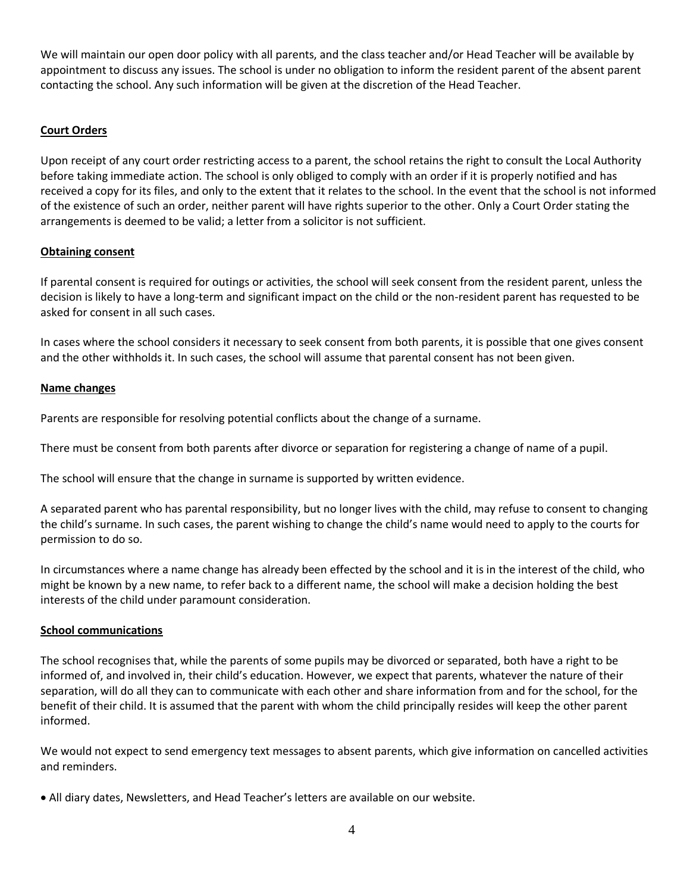We will maintain our open door policy with all parents, and the class teacher and/or Head Teacher will be available by appointment to discuss any issues. The school is under no obligation to inform the resident parent of the absent parent contacting the school. Any such information will be given at the discretion of the Head Teacher.

## Court Orders

Upon receipt of any court order restricting access to a parent, the school retains the right to consult the Local Authority before taking immediate action. The school is only obliged to comply with an order if it is properly notified and has received a copy for its files, and only to the extent that it relates to the school. In the event that the school is not informed of the existence of such an order, neither parent will have rights superior to the other. Only a Court Order stating the arrangements is deemed to be valid; a letter from a solicitor is not sufficient.

## Obtaining consent

If parental consent is required for outings or activities, the school will seek consent from the resident parent, unless the decision is likely to have a long-term and significant impact on the child or the non-resident parent has requested to be asked for consent in all such cases.

In cases where the school considers it necessary to seek consent from both parents, it is possible that one gives consent and the other withholds it. In such cases, the school will assume that parental consent has not been given.

## Name changes

Parents are responsible for resolving potential conflicts about the change of a surname.

There must be consent from both parents after divorce or separation for registering a change of name of a pupil.

The school will ensure that the change in surname is supported by written evidence.

A separated parent who has parental responsibility, but no longer lives with the child, may refuse to consent to changing the child's surname. In such cases, the parent wishing to change the child's name would need to apply to the courts for permission to do so.

In circumstances where a name change has already been effected by the school and it is in the interest of the child, who might be known by a new name, to refer back to a different name, the school will make a decision holding the best interests of the child under paramount consideration.

## School communications

The school recognises that, while the parents of some pupils may be divorced or separated, both have a right to be informed of, and involved in, their child's education. However, we expect that parents, whatever the nature of their separation, will do all they can to communicate with each other and share information from and for the school, for the benefit of their child. It is assumed that the parent with whom the child principally resides will keep the other parent informed.

We would not expect to send emergency text messages to absent parents, which give information on cancelled activities and reminders.

- All diary dates, Newsletters, and Head Teacher's letters are available on our website.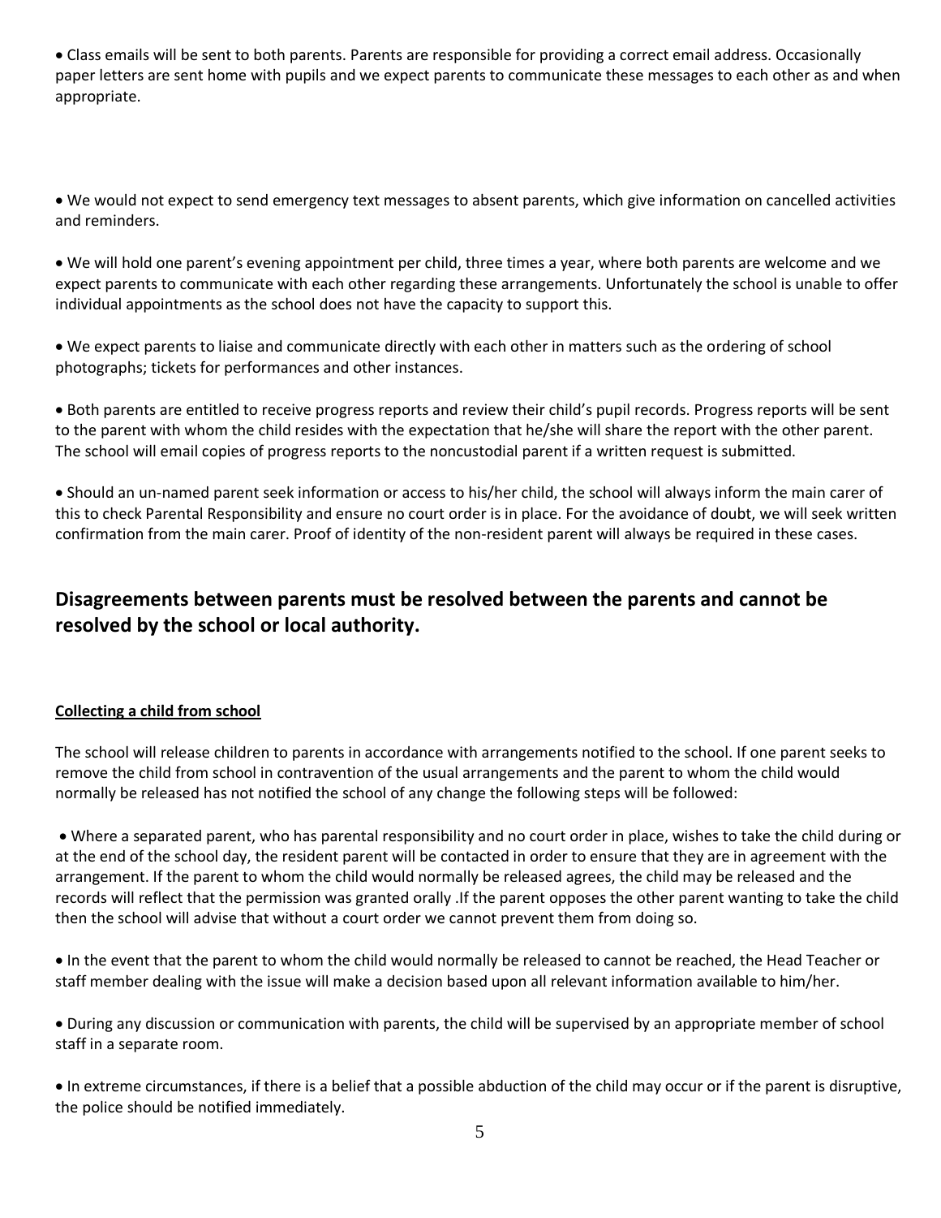- Class emails will be sent to both parents. Parents are responsible for providing a correct email address. Occasionally paper letters are sent home with pupils and we expect parents to communicate these messages to each other as and when appropriate.

- We would not expect to send emergency text messages to absent parents, which give information on cancelled activities and reminders.

- We will hold one parent's evening appointment per child, three times a year, where both parents are welcome and we expect parents to communicate with each other regarding these arrangements. Unfortunately the school is unable to offer individual appointments as the school does not have the capacity to support this.

- We expect parents to liaise and communicate directly with each other in matters such as the ordering of school photographs; tickets for performances and other instances.

- Both parents are entitled to receive progress reports and review their child's pupil records. Progress reports will be sent to the parent with whom the child resides with the expectation that he/she will share the report with the other parent. The school will email copies of progress reports to the noncustodial parent if a written request is submitted.

- Should an un-named parent seek information or access to his/her child, the school will always inform the main carer of this to check Parental Responsibility and ensure no court order is in place. For the avoidance of doubt, we will seek written confirmation from the main carer. Proof of identity of the non-resident parent will always be required in these cases.

## Disagreements between parents must be resolved between the parents and cannot be resolved by the school or local authority.

### Collecting a child from school

The school will release children to parents in accordance with arrangements notified to the school. If one parent seeks to remove the child from school in contravention of the usual arrangements and the parent to whom the child would normally be released has not notified the school of any change the following steps will be followed:

- Where a separated parent, who has parental responsibility and no court order in place, wishes to take the child during or at the end of the school day, the resident parent will be contacted in order to ensure that they are in agreement with the arrangement. If the parent to whom the child would normally be released agrees, the child may be released and the records will reflect that the permission was granted orally .If the parent opposes the other parent wanting to take the child then the school will advise that without a court order we cannot prevent them from doing so.

- In the event that the parent to whom the child would normally be released to cannot be reached, the Head Teacher or staff member dealing with the issue will make a decision based upon all relevant information available to him/her.

- During any discussion or communication with parents, the child will be supervised by an appropriate member of school staff in a separate room.

- In extreme circumstances, if there is a belief that a possible abduction of the child may occur or if the parent is disruptive, the police should be notified immediately.